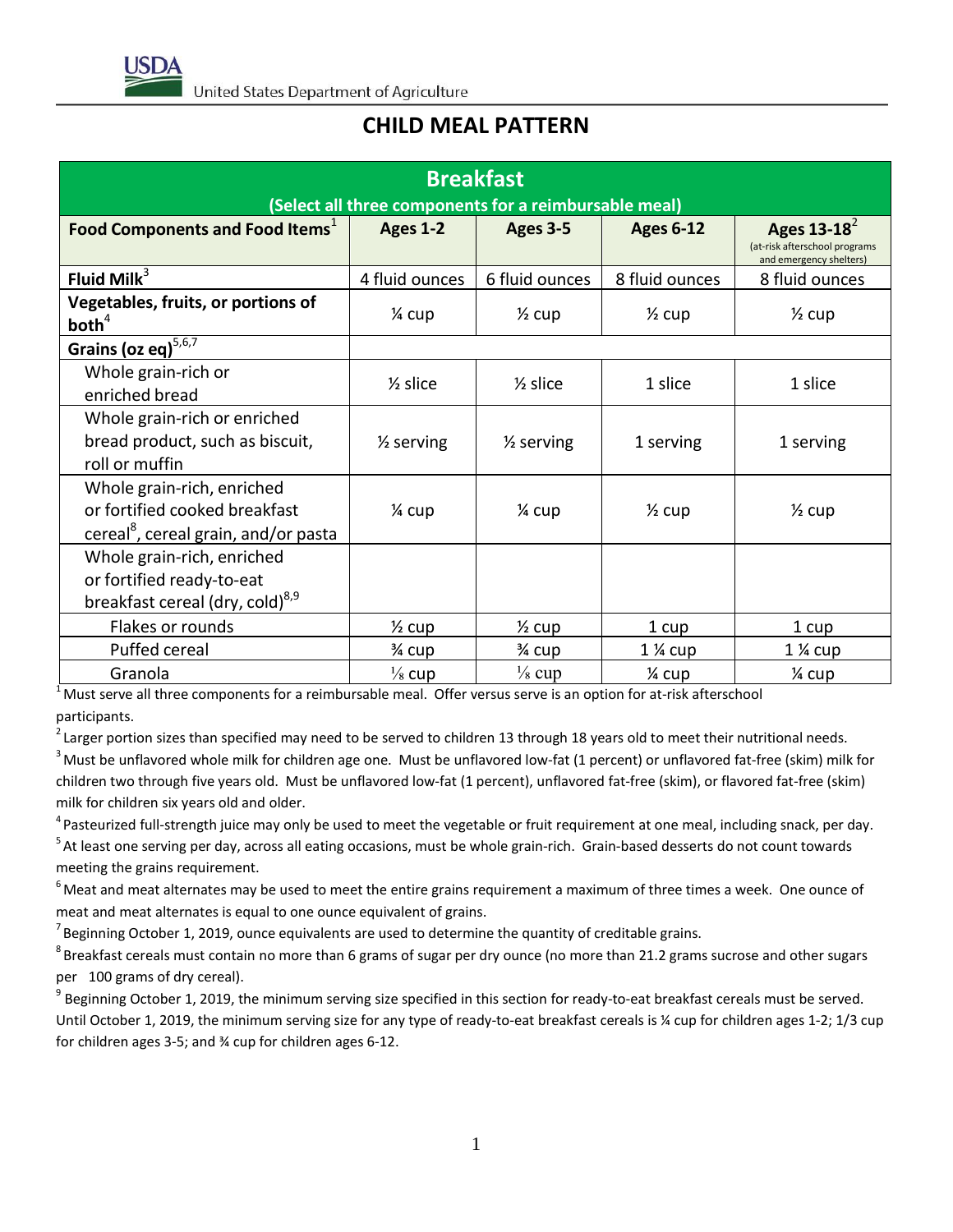# CHILD MEAL PATTERN

| Breakfast (Select all three components for a reimbursable meal) | | | | |
|---|---|---|---|---|
| **Food Components and Food Items**[1] | **Ages 1-2** | **Ages 3-5** | **Ages 6-12** | **Ages 13-18**[2] (at-risk afterschool programs and emergency shelters) |
| **Fluid Milk**[3] | 4 fluid ounces | 6 fluid ounces | 8 fluid ounces | 8 fluid ounces |
| **Vegetables, fruits, or portions of both**[4] | ¼ cup | ½ cup | ½ cup | ½ cup |
| **Grains (oz eq)**[5,6,7] | | | | |
| Whole grain-rich or enriched bread | ½ slice | ½ slice | 1 slice | 1 slice |
| Whole grain-rich or enriched bread product, such as biscuit, roll or muffin | ½ serving | ½ serving | 1 serving | 1 serving |
| Whole grain-rich, enriched or fortified cooked breakfast cereal[8], cereal grain, and/or pasta | ¼ cup | ¼ cup | ½ cup | ½ cup |
| Whole grain-rich, enriched or fortified ready-to-eat breakfast cereal (dry, cold)[8,9] | | | | |
| Flakes or rounds | ½ cup | ½ cup | 1 cup | 1 cup |
| Puffed cereal | ¾ cup | ¾ cup | 1 ¼ cup | 1 ¼ cup |
| Granola | ⅛ cup | ⅛ cup | ¼ cup | ¼ cup |

[1] Must serve all three components for a reimbursable meal. Offer versus serve is an option for at-risk afterschool participants.

[2] Larger portion sizes than specified may need to be served to children 13 through 18 years old to meet their nutritional needs.

[3] Must be unflavored whole milk for children age one. Must be unflavored low-fat (1 percent) or unflavored fat-free (skim) milk for children two through five years old. Must be unflavored low-fat (1 percent), unflavored fat-free (skim), or flavored fat-free (skim) milk for children six years old and older.

[4] Pasteurized full-strength juice may only be used to meet the vegetable or fruit requirement at one meal, including snack, per day.

[5] At least one serving per day, across all eating occasions, must be whole grain-rich. Grain-based desserts do not count towards meeting the grains requirement.

[6] Meat and meat alternates may be used to meet the entire grains requirement a maximum of three times a week. One ounce of meat and meat alternates is equal to one ounce equivalent of grains.

[7] Beginning October 1, 2019, ounce equivalents are used to determine the quantity of creditable grains.

[8] Breakfast cereals must contain no more than 6 grams of sugar per dry ounce (no more than 21.2 grams sucrose and other sugars per 100 grams of dry cereal).

[9] Beginning October 1, 2019, the minimum serving size specified in this section for ready-to-eat breakfast cereals must be served. Until October 1, 2019, the minimum serving size for any type of ready-to-eat breakfast cereals is ¼ cup for children ages 1-2; 1/3 cup for children ages 3-5; and ¾ cup for children ages 6-12.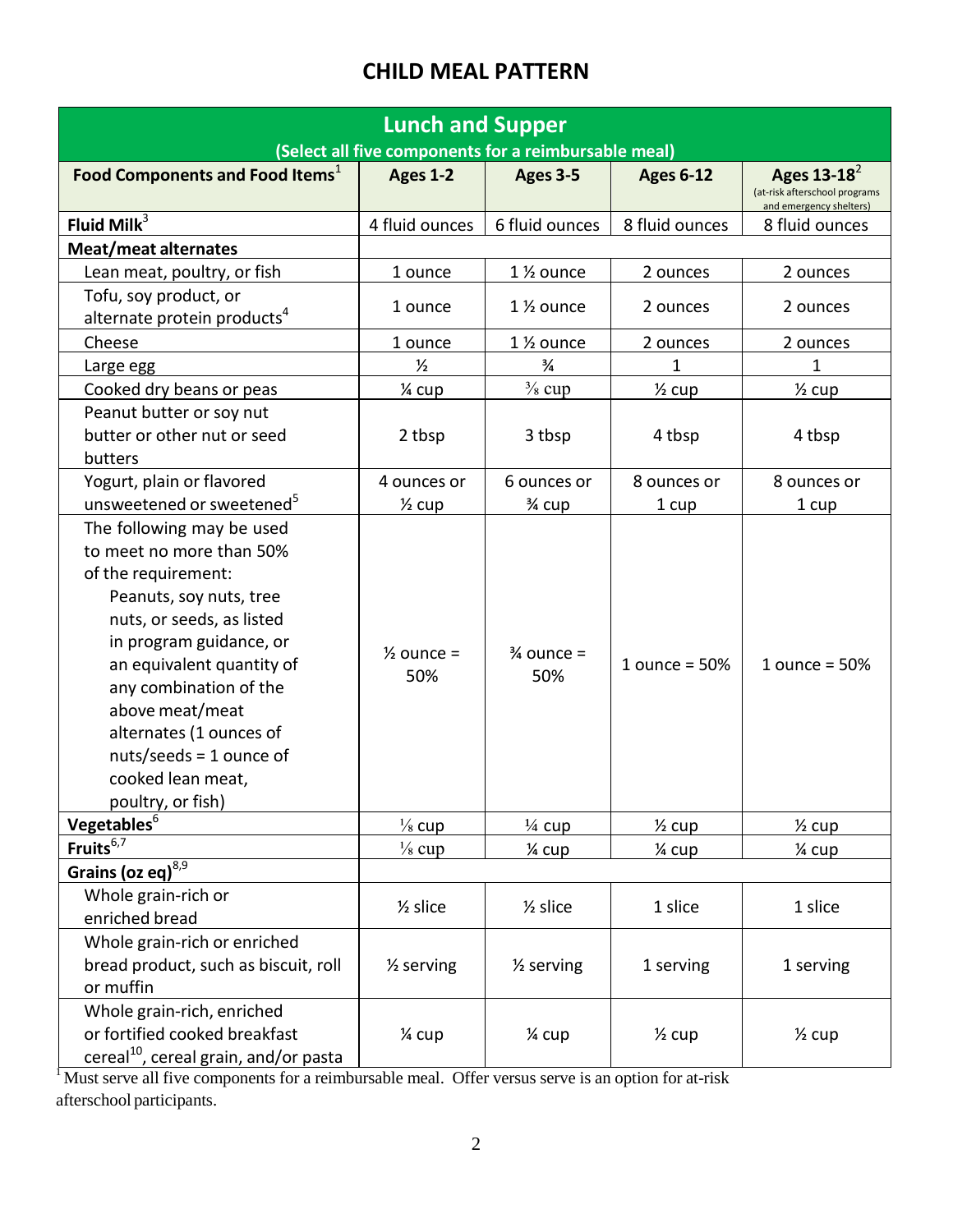# CHILD MEAL PATTERN

| Lunch and Supper (Select all five components for a reimbursable meal) | | | | |
|---|---|---|---|---|
| **Food Components and Food Items**[1] | **Ages 1-2** | **Ages 3-5** | **Ages 6-12** | **Ages 13-18**[2] (at-risk afterschool programs and emergency shelters) |
| **Fluid Milk**[3] | 4 fluid ounces | 6 fluid ounces | 8 fluid ounces | 8 fluid ounces |
| **Meat/meat alternates** | | | | |
| Lean meat, poultry, or fish | 1 ounce | 1 ½ ounce | 2 ounces | 2 ounces |
| Tofu, soy product, or alternate protein products[4] | 1 ounce | 1 ½ ounce | 2 ounces | 2 ounces |
| Cheese | 1 ounce | 1 ½ ounce | 2 ounces | 2 ounces |
| Large egg | ½ | ¾ | 1 | 1 |
| Cooked dry beans or peas | ¼ cup | ⅜ cup | ½ cup | ½ cup |
| Peanut butter or soy nut butter or other nut or seed butters | 2 tbsp | 3 tbsp | 4 tbsp | 4 tbsp |
| Yogurt, plain or flavored unsweetened or sweetened[5] | 4 ounces or ½ cup | 6 ounces or ¾ cup | 8 ounces or 1 cup | 8 ounces or 1 cup |
| The following may be used to meet no more than 50% of the requirement: Peanuts, soy nuts, tree nuts, or seeds, as listed in program guidance, or an equivalent quantity of any combination of the above meat/meat alternates (1 ounces of nuts/seeds = 1 ounce of cooked lean meat, poultry, or fish) | ½ ounce = 50% | ¾ ounce = 50% | 1 ounce = 50% | 1 ounce = 50% |
| **Vegetables**[6] | ⅛ cup | ¼ cup | ½ cup | ½ cup |
| **Fruits**[6,7] | ⅛ cup | ¼ cup | ¼ cup | ¼ cup |
| **Grains (oz eq)**[8,9] | | | | |
| Whole grain-rich or enriched bread | ½ slice | ½ slice | 1 slice | 1 slice |
| Whole grain-rich or enriched bread product, such as biscuit, roll or muffin | ½ serving | ½ serving | 1 serving | 1 serving |
| Whole grain-rich, enriched or fortified cooked breakfast cereal[10], cereal grain, and/or pasta | ¼ cup | ¼ cup | ½ cup | ½ cup |

[1] Must serve all five components for a reimbursable meal. Offer versus serve is an option for at-risk afterschool participants.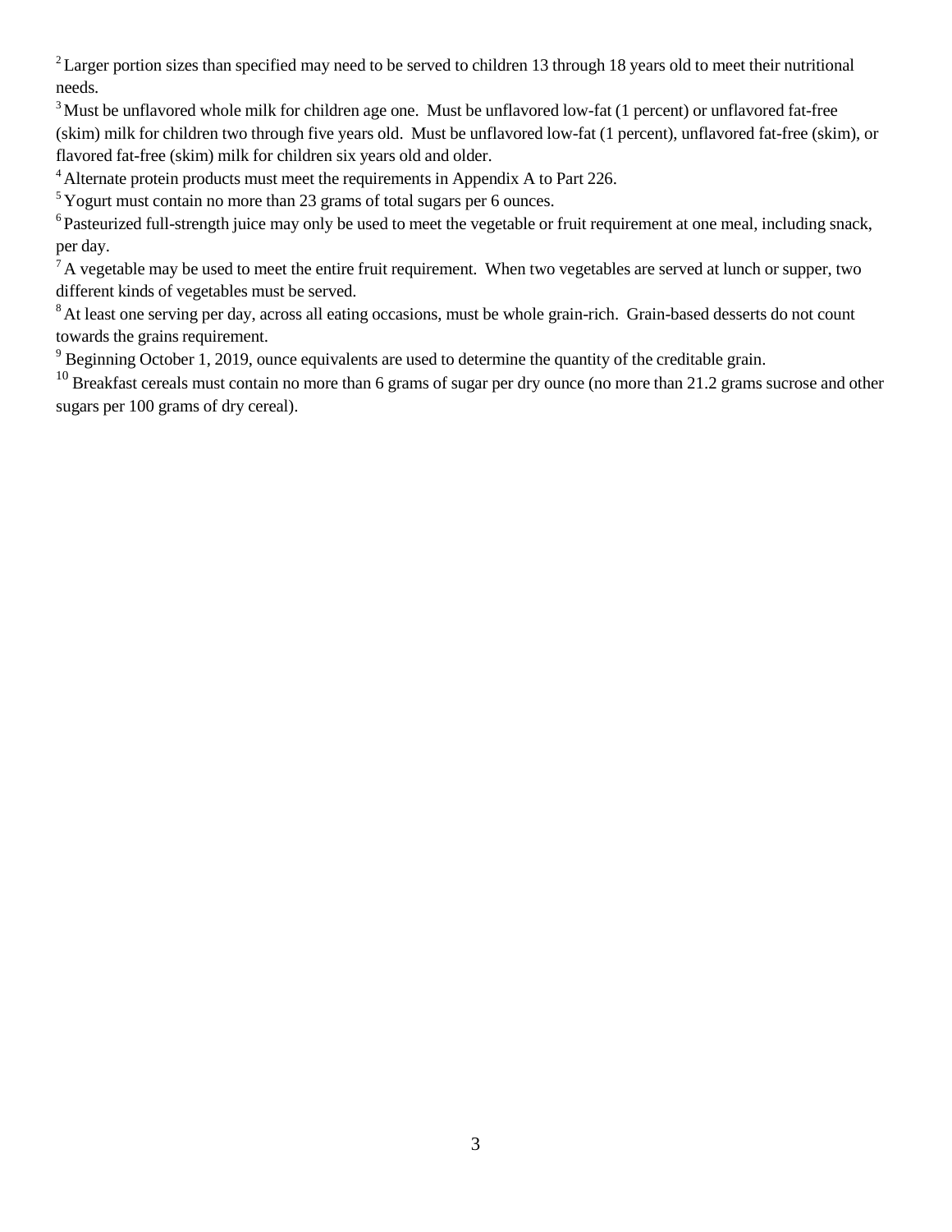[2] Larger portion sizes than specified may need to be served to children 13 through 18 years old to meet their nutritional needs.

[3] Must be unflavored whole milk for children age one. Must be unflavored low-fat (1 percent) or unflavored fat-free (skim) milk for children two through five years old. Must be unflavored low-fat (1 percent), unflavored fat-free (skim), or flavored fat-free (skim) milk for children six years old and older.

[4] Alternate protein products must meet the requirements in Appendix A to Part 226.

[5] Yogurt must contain no more than 23 grams of total sugars per 6 ounces.

[6] Pasteurized full-strength juice may only be used to meet the vegetable or fruit requirement at one meal, including snack, per day.

[7] A vegetable may be used to meet the entire fruit requirement. When two vegetables are served at lunch or supper, two different kinds of vegetables must be served.

[8] At least one serving per day, across all eating occasions, must be whole grain-rich. Grain-based desserts do not count towards the grains requirement.

[9] Beginning October 1, 2019, ounce equivalents are used to determine the quantity of the creditable grain.

[10] Breakfast cereals must contain no more than 6 grams of sugar per dry ounce (no more than 21.2 grams sucrose and other sugars per 100 grams of dry cereal).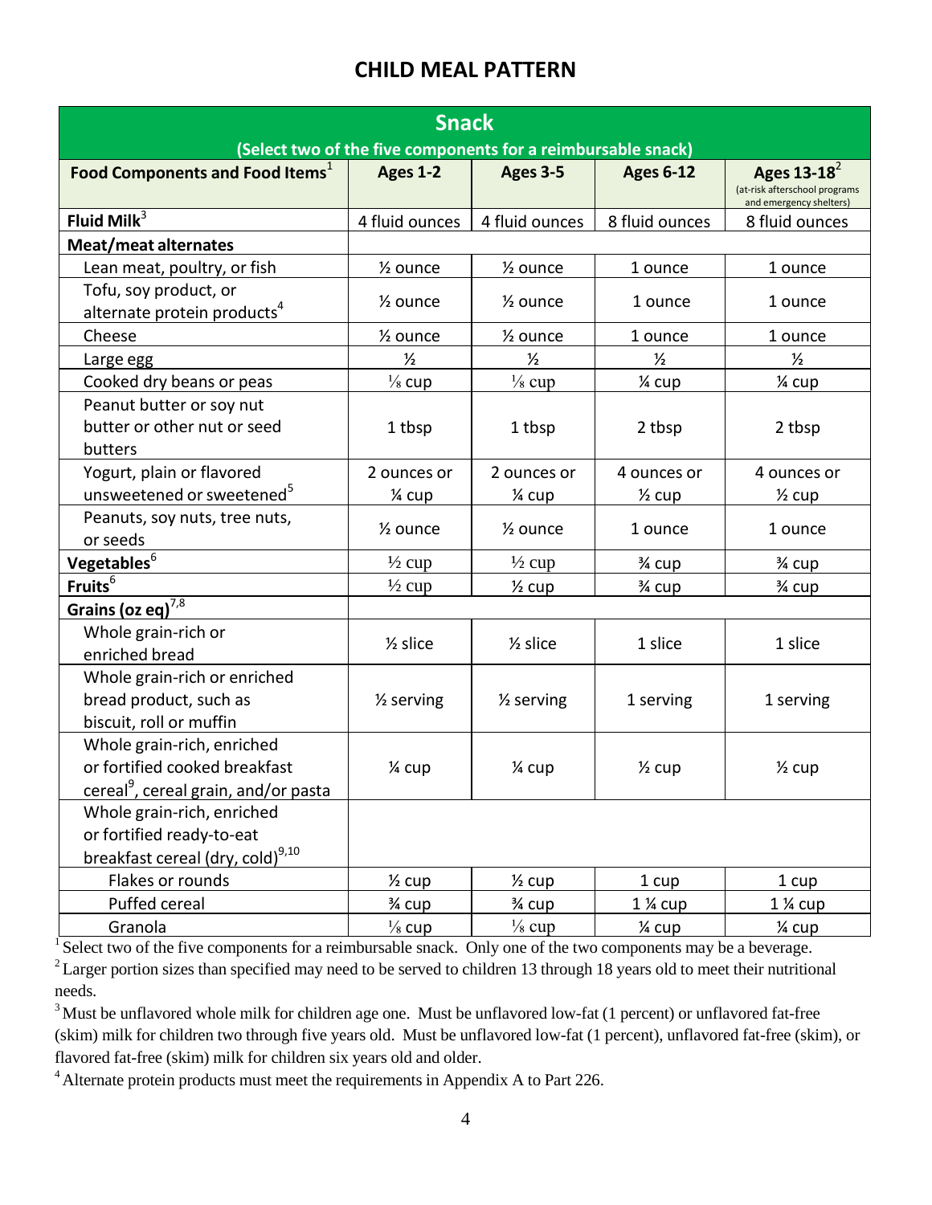# CHILD MEAL PATTERN

| Snack (Select two of the five components for a reimbursable snack) | | | | |
|---|---|---|---|---|
| **Food Components and Food Items**[1] | **Ages 1-2** | **Ages 3-5** | **Ages 6-12** | **Ages 13-18**[2] (at-risk afterschool programs and emergency shelters) |
| **Fluid Milk**[3] | 4 fluid ounces | 4 fluid ounces | 8 fluid ounces | 8 fluid ounces |
| **Meat/meat alternates** | | | | |
| Lean meat, poultry, or fish | ½ ounce | ½ ounce | 1 ounce | 1 ounce |
| Tofu, soy product, or alternate protein products[4] | ½ ounce | ½ ounce | 1 ounce | 1 ounce |
| Cheese | ½ ounce | ½ ounce | 1 ounce | 1 ounce |
| Large egg | ½ | ½ | ½ | ½ |
| Cooked dry beans or peas | ⅛ cup | ⅛ cup | ¼ cup | ¼ cup |
| Peanut butter or soy nut butter or other nut or seed butters | 1 tbsp | 1 tbsp | 2 tbsp | 2 tbsp |
| Yogurt, plain or flavored unsweetened or sweetened[5] | 2 ounces or ¼ cup | 2 ounces or ¼ cup | 4 ounces or ½ cup | 4 ounces or ½ cup |
| Peanuts, soy nuts, tree nuts, or seeds | ½ ounce | ½ ounce | 1 ounce | 1 ounce |
| **Vegetables**[6] | ½ cup | ½ cup | ¾ cup | ¾ cup |
| **Fruits**[6] | ½ cup | ½ cup | ¾ cup | ¾ cup |
| **Grains (oz eq)**[7,8] | | | | |
| Whole grain-rich or enriched bread | ½ slice | ½ slice | 1 slice | 1 slice |
| Whole grain-rich or enriched bread product, such as biscuit, roll or muffin | ½ serving | ½ serving | 1 serving | 1 serving |
| Whole grain-rich, enriched or fortified cooked breakfast cereal[9], cereal grain, and/or pasta | ¼ cup | ¼ cup | ½ cup | ½ cup |
| Whole grain-rich, enriched or fortified ready-to-eat breakfast cereal (dry, cold)[9,10] | | | | |
| Flakes or rounds | ½ cup | ½ cup | 1 cup | 1 cup |
| Puffed cereal | ¾ cup | ¾ cup | 1 ¼ cup | 1 ¼ cup |
| Granola | ⅛ cup | ⅛ cup | ¼ cup | ¼ cup |

[1] Select two of the five components for a reimbursable snack. Only one of the two components may be a beverage.

[2] Larger portion sizes than specified may need to be served to children 13 through 18 years old to meet their nutritional needs.

[3] Must be unflavored whole milk for children age one. Must be unflavored low-fat (1 percent) or unflavored fat-free (skim) milk for children two through five years old. Must be unflavored low-fat (1 percent), unflavored fat-free (skim), or flavored fat-free (skim) milk for children six years old and older.

[4] Alternate protein products must meet the requirements in Appendix A to Part 226.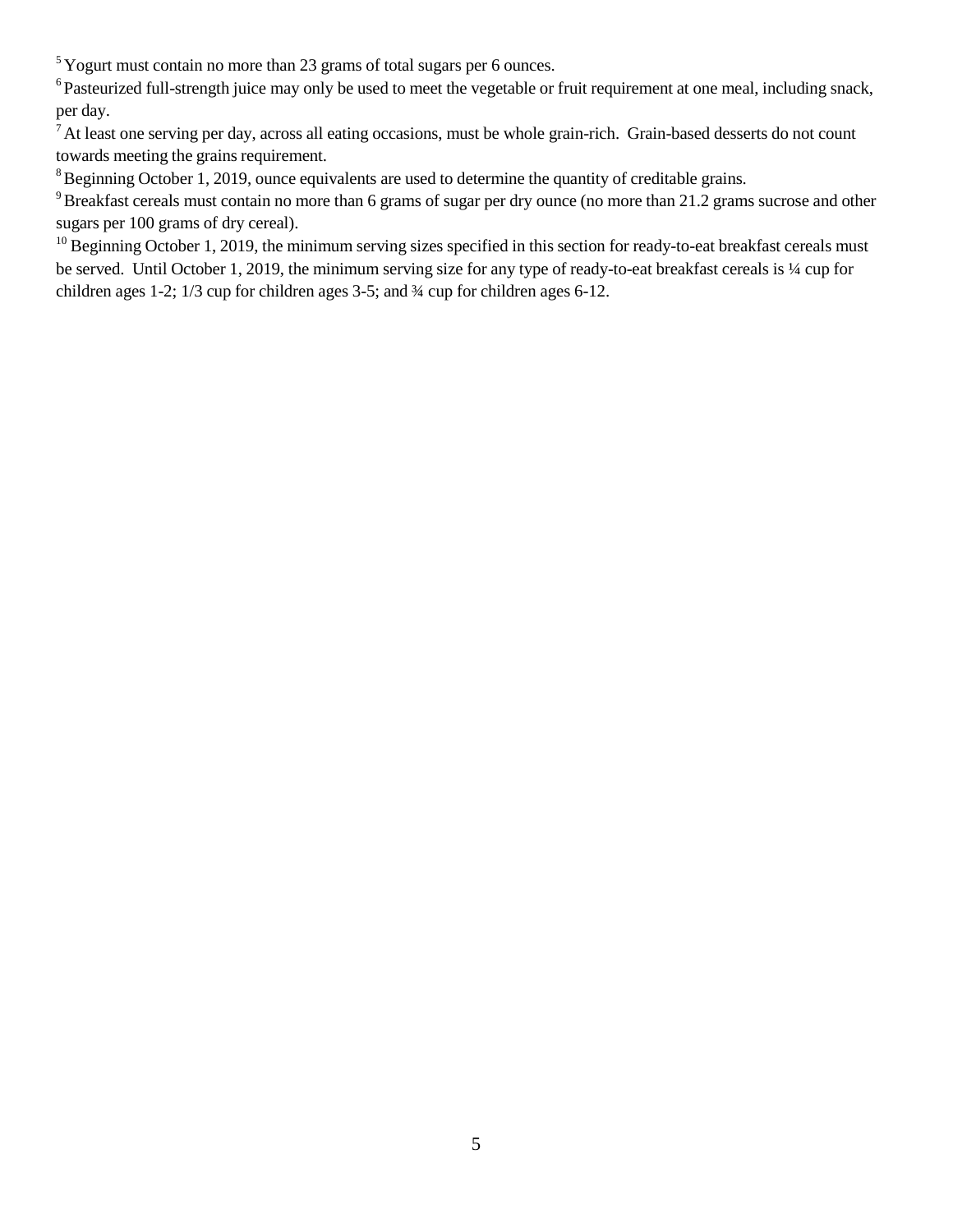[5] Yogurt must contain no more than 23 grams of total sugars per 6 ounces.

[6] Pasteurized full-strength juice may only be used to meet the vegetable or fruit requirement at one meal, including snack, per day.

[7] At least one serving per day, across all eating occasions, must be whole grain-rich. Grain-based desserts do not count towards meeting the grains requirement.

[8] Beginning October 1, 2019, ounce equivalents are used to determine the quantity of creditable grains.

[9] Breakfast cereals must contain no more than 6 grams of sugar per dry ounce (no more than 21.2 grams sucrose and other sugars per 100 grams of dry cereal).

[10] Beginning October 1, 2019, the minimum serving sizes specified in this section for ready-to-eat breakfast cereals must be served. Until October 1, 2019, the minimum serving size for any type of ready-to-eat breakfast cereals is ¼ cup for children ages 1-2; 1/3 cup for children ages 3-5; and ¾ cup for children ages 6-12.